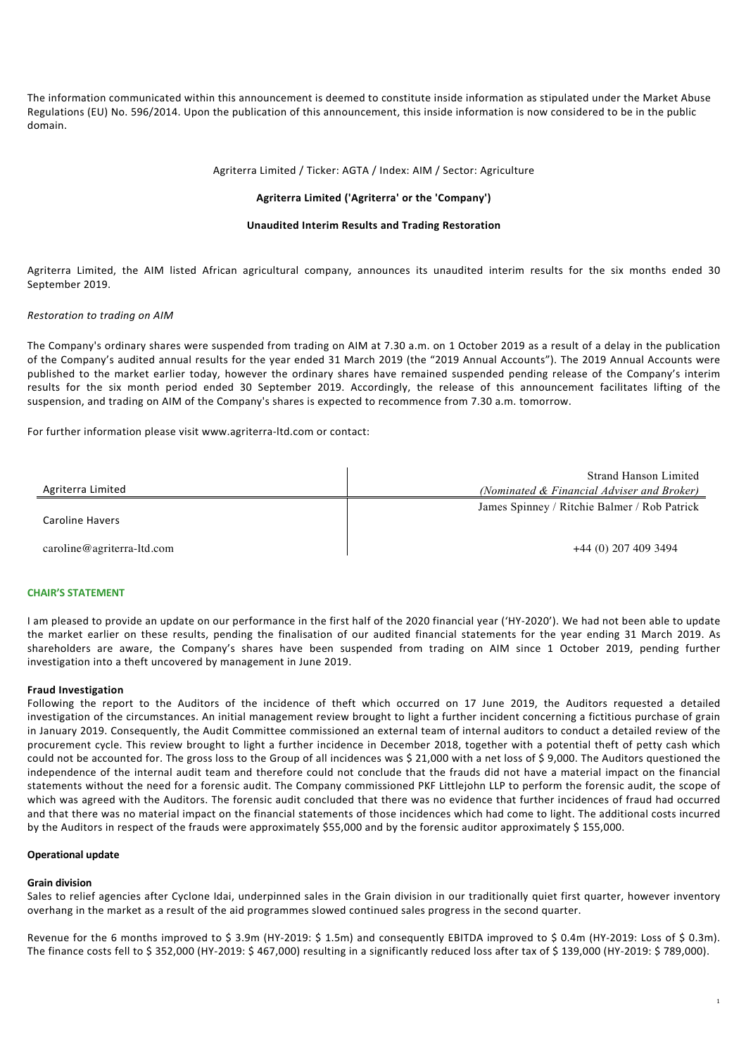The information communicated within this announcement is deemed to constitute inside information as stipulated under the Market Abuse Regulations (EU) No. 596/2014. Upon the publication of this announcement, this inside information is now considered to be in the public domain.

Agriterra Limited / Ticker: AGTA / Index: AIM / Sector: Agriculture

**Agriterra Limited ('Agriterra' or the 'Company')**

**Unaudited Interim Results and Trading Restoration**

Agriterra Limited, the AIM listed African agricultural company, announces its unaudited interim results for the six months ended 30 September 2019.

*Restoration to trading on AIM*

The Company's ordinary shares were suspended from trading on AIM at 7.30 a.m. on 1 October 2019 as a result of a delay in the publication of the Company's audited annual results for the year ended 31 March 2019 (the "2019 Annual Accounts"). The 2019 Annual Accounts were published to the market earlier today, however the ordinary shares have remained suspended pending release of the Company's interim results for the six month period ended 30 September 2019. Accordingly, the release of this announcement facilitates lifting of the suspension, and trading on AIM of the Company's shares is expected to recommence from 7.30 a.m. tomorrow.

For further information please visit www.agriterra-ltd.com or contact:

| Agriterra Limited | Strand Hanson Limited *(Nominated & Financial Adviser and Broker)* |
|---|---|
| Caroline Havers | James Spinney / Ritchie Balmer / Rob Patrick |
| caroline@agriterra-ltd.com | +44 (0) 207 409 3494 |

## CHAIR'S STATEMENT

I am pleased to provide an update on our performance in the first half of the 2020 financial year ('HY-2020'). We had not been able to update the market earlier on these results, pending the finalisation of our audited financial statements for the year ending 31 March 2019. As shareholders are aware, the Company's shares have been suspended from trading on AIM since 1 October 2019, pending further investigation into a theft uncovered by management in June 2019.

### Fraud Investigation

Following the report to the Auditors of the incidence of theft which occurred on 17 June 2019, the Auditors requested a detailed investigation of the circumstances. An initial management review brought to light a further incident concerning a fictitious purchase of grain in January 2019. Consequently, the Audit Committee commissioned an external team of internal auditors to conduct a detailed review of the procurement cycle. This review brought to light a further incidence in December 2018, together with a potential theft of petty cash which could not be accounted for. The gross loss to the Group of all incidences was $ 21,000 with a net loss of $ 9,000. The Auditors questioned the independence of the internal audit team and therefore could not conclude that the frauds did not have a material impact on the financial statements without the need for a forensic audit. The Company commissioned PKF Littlejohn LLP to perform the forensic audit, the scope of which was agreed with the Auditors. The forensic audit concluded that there was no evidence that further incidences of fraud had occurred and that there was no material impact on the financial statements of those incidences which had come to light. The additional costs incurred by the Auditors in respect of the frauds were approximately $55,000 and by the forensic auditor approximately $ 155,000.

### Operational update

#### Grain division

Sales to relief agencies after Cyclone Idai, underpinned sales in the Grain division in our traditionally quiet first quarter, however inventory overhang in the market as a result of the aid programmes slowed continued sales progress in the second quarter.

Revenue for the 6 months improved to $ 3.9m (HY-2019: $ 1.5m) and consequently EBITDA improved to $ 0.4m (HY-2019: Loss of $ 0.3m). The finance costs fell to $ 352,000 (HY-2019: $ 467,000) resulting in a significantly reduced loss after tax of $ 139,000 (HY-2019: $ 789,000).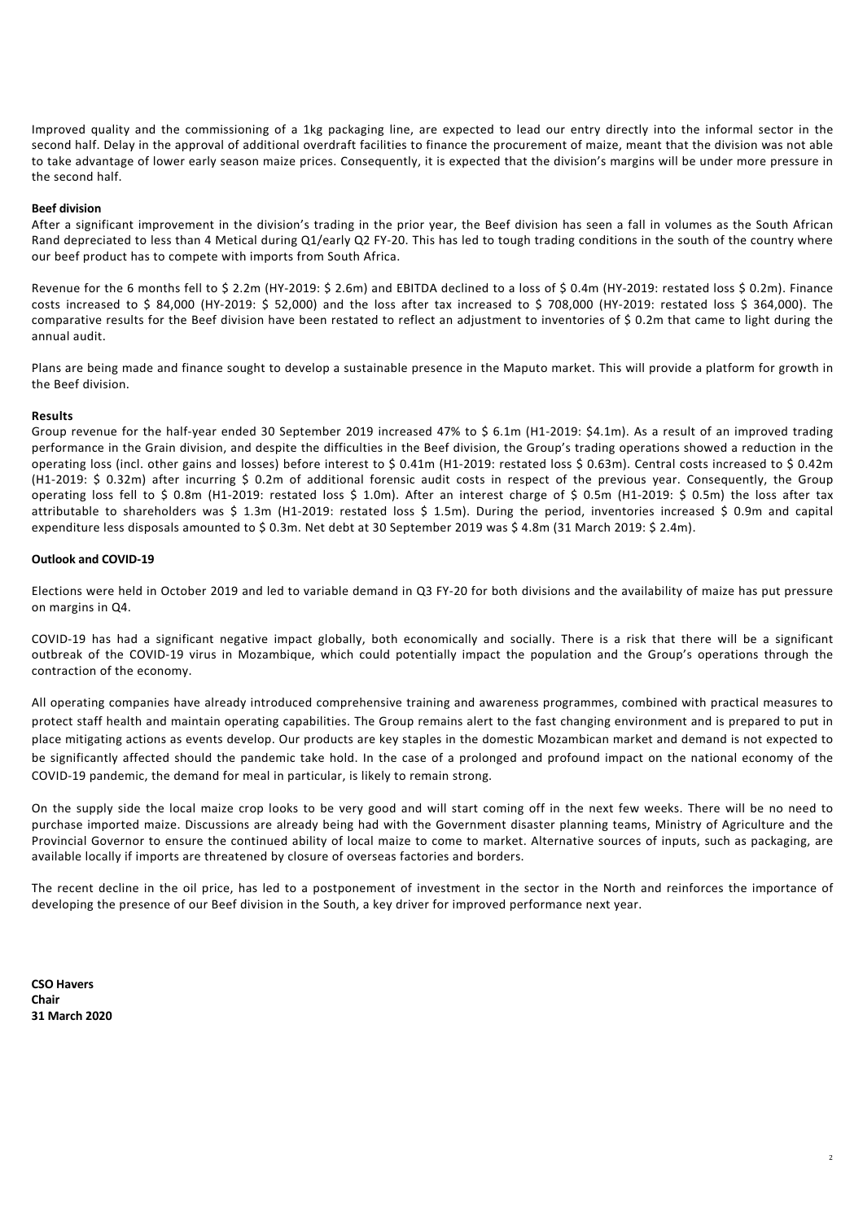Improved quality and the commissioning of a 1kg packaging line, are expected to lead our entry directly into the informal sector in the second half. Delay in the approval of additional overdraft facilities to finance the procurement of maize, meant that the division was not able to take advantage of lower early season maize prices. Consequently, it is expected that the division's margins will be under more pressure in the second half.

**Beef division**

After a significant improvement in the division's trading in the prior year, the Beef division has seen a fall in volumes as the South African Rand depreciated to less than 4 Metical during Q1/early Q2 FY-20. This has led to tough trading conditions in the south of the country where our beef product has to compete with imports from South Africa.

Revenue for the 6 months fell to $ 2.2m (HY-2019: $ 2.6m) and EBITDA declined to a loss of $ 0.4m (HY-2019: restated loss $ 0.2m). Finance costs increased to $ 84,000 (HY-2019: $ 52,000) and the loss after tax increased to $ 708,000 (HY-2019: restated loss $ 364,000). The comparative results for the Beef division have been restated to reflect an adjustment to inventories of $ 0.2m that came to light during the annual audit.

Plans are being made and finance sought to develop a sustainable presence in the Maputo market. This will provide a platform for growth in the Beef division.

**Results**

Group revenue for the half-year ended 30 September 2019 increased 47% to $ 6.1m (H1-2019: $4.1m). As a result of an improved trading performance in the Grain division, and despite the difficulties in the Beef division, the Group's trading operations showed a reduction in the operating loss (incl. other gains and losses) before interest to $ 0.41m (H1-2019: restated loss $ 0.63m). Central costs increased to $ 0.42m (H1-2019: $ 0.32m) after incurring $ 0.2m of additional forensic audit costs in respect of the previous year. Consequently, the Group operating loss fell to $ 0.8m (H1-2019: restated loss $ 1.0m). After an interest charge of $ 0.5m (H1-2019: $ 0.5m) the loss after tax attributable to shareholders was $ 1.3m (H1-2019: restated loss $ 1.5m). During the period, inventories increased $ 0.9m and capital expenditure less disposals amounted to $ 0.3m. Net debt at 30 September 2019 was $ 4.8m (31 March 2019: $ 2.4m).

**Outlook and COVID-19**

Elections were held in October 2019 and led to variable demand in Q3 FY-20 for both divisions and the availability of maize has put pressure on margins in Q4.

COVID-19 has had a significant negative impact globally, both economically and socially. There is a risk that there will be a significant outbreak of the COVID-19 virus in Mozambique, which could potentially impact the population and the Group's operations through the contraction of the economy.

All operating companies have already introduced comprehensive training and awareness programmes, combined with practical measures to protect staff health and maintain operating capabilities. The Group remains alert to the fast changing environment and is prepared to put in place mitigating actions as events develop. Our products are key staples in the domestic Mozambican market and demand is not expected to be significantly affected should the pandemic take hold. In the case of a prolonged and profound impact on the national economy of the COVID-19 pandemic, the demand for meal in particular, is likely to remain strong.

On the supply side the local maize crop looks to be very good and will start coming off in the next few weeks. There will be no need to purchase imported maize. Discussions are already being had with the Government disaster planning teams, Ministry of Agriculture and the Provincial Governor to ensure the continued ability of local maize to come to market. Alternative sources of inputs, such as packaging, are available locally if imports are threatened by closure of overseas factories and borders.

The recent decline in the oil price, has led to a postponement of investment in the sector in the North and reinforces the importance of developing the presence of our Beef division in the South, a key driver for improved performance next year.

**CSO Havers**
**Chair**
**31 March 2020**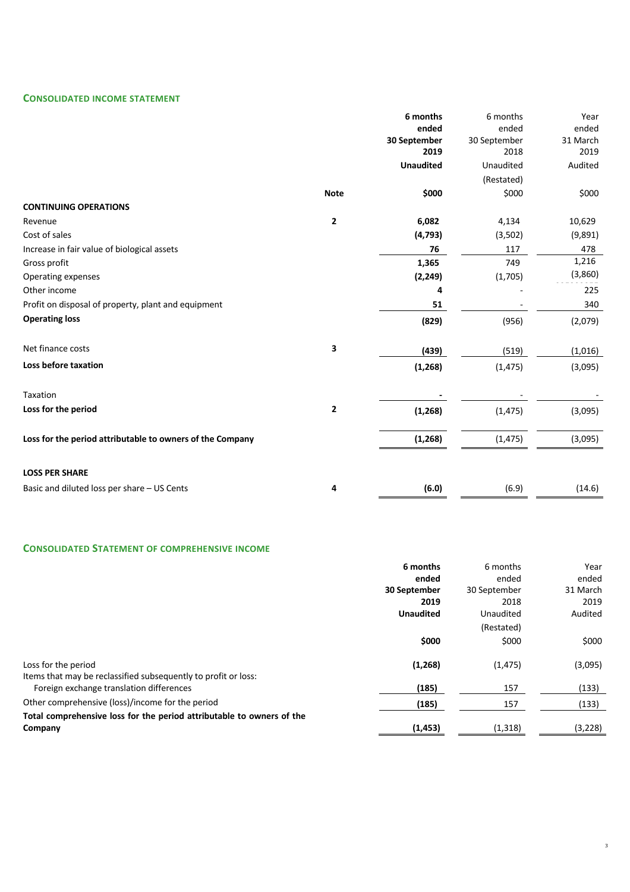## CONSOLIDATED INCOME STATEMENT

| | Note | 6 months ended 30 September 2019 Unaudited | 6 months ended 30 September 2018 Unaudited (Restated) | Year ended 31 March 2019 Audited |
|---|---|---|---|---|
| | | **$000** | $000 | $000 |
| **CONTINUING OPERATIONS** | | | | |
| Revenue | 2 | **6,082** | 4,134 | 10,629 |
| Cost of sales | | **(4,793)** | (3,502) | (9,891) |
| Increase in fair value of biological assets | | **76** | 117 | 478 |
| Gross profit | | **1,365** | 749 | 1,216 |
| Operating expenses | | **(2,249)** | (1,705) | (3,860) |
| Other income | | **4** | - | 225 |
| Profit on disposal of property, plant and equipment | | **51** | - | 340 |
| **Operating loss** | | **(829)** | (956) | (2,079) |
| Net finance costs | 3 | **(439)** | (519) | (1,016) |
| **Loss before taxation** | | **(1,268)** | (1,475) | (3,095) |
| Taxation | | **-** | - | - |
| **Loss for the period** | 2 | **(1,268)** | (1,475) | (3,095) |
| **Loss for the period attributable to owners of the Company** | | **(1,268)** | (1,475) | (3,095) |
| **LOSS PER SHARE** | | | | |
| Basic and diluted loss per share – US Cents | 4 | **(6.0)** | (6.9) | (14.6) |

## CONSOLIDATED STATEMENT OF COMPREHENSIVE INCOME

| | 6 months ended 30 September 2019 Unaudited | 6 months ended 30 September 2018 Unaudited (Restated) | Year ended 31 March 2019 Audited |
|---|---|---|---|
| | **$000** | $000 | $000 |
| Loss for the period | **(1,268)** | (1,475) | (3,095) |
| Items that may be reclassified subsequently to profit or loss: | | | |
| Foreign exchange translation differences | **(185)** | 157 | (133) |
| Other comprehensive (loss)/income for the period | **(185)** | 157 | (133) |
| **Total comprehensive loss for the period attributable to owners of the Company** | **(1,453)** | (1,318) | (3,228) |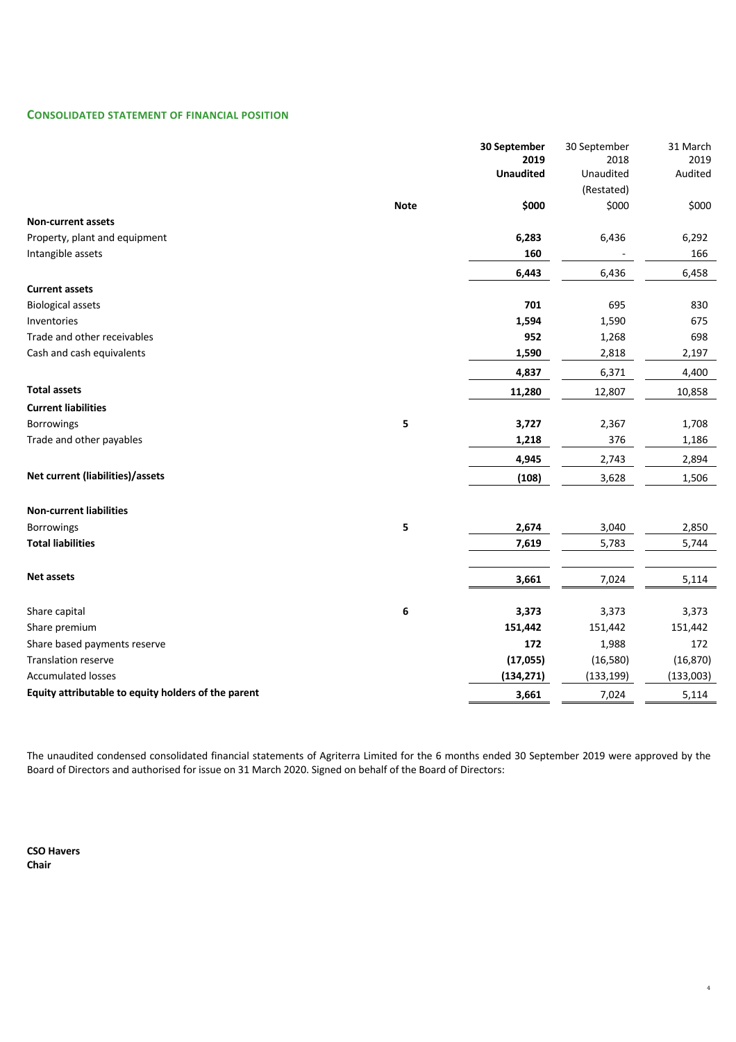## CONSOLIDATED STATEMENT OF FINANCIAL POSITION

| | Note | **30 September 2019 Unaudited** | 30 September 2018 Unaudited (Restated) | 31 March 2019 Audited |
|---|---|---|---|---|
| | | **\$000** | \$000 | \$000 |
| **Non-current assets** | | | | |
| Property, plant and equipment | | **6,283** | 6,436 | 6,292 |
| Intangible assets | | **160** | - | 166 |
| | | **6,443** | 6,436 | 6,458 |
| **Current assets** | | | | |
| Biological assets | | **701** | 695 | 830 |
| Inventories | | **1,594** | 1,590 | 675 |
| Trade and other receivables | | **952** | 1,268 | 698 |
| Cash and cash equivalents | | **1,590** | 2,818 | 2,197 |
| | | **4,837** | 6,371 | 4,400 |
| **Total assets** | | **11,280** | 12,807 | 10,858 |
| **Current liabilities** | | | | |
| Borrowings | **5** | **3,727** | 2,367 | 1,708 |
| Trade and other payables | | **1,218** | 376 | 1,186 |
| | | **4,945** | 2,743 | 2,894 |
| **Net current (liabilities)/assets** | | **(108)** | 3,628 | 1,506 |
| **Non-current liabilities** | | | | |
| Borrowings | **5** | **2,674** | 3,040 | 2,850 |
| **Total liabilities** | | **7,619** | 5,783 | 5,744 |
| **Net assets** | | **3,661** | 7,024 | 5,114 |
| Share capital | **6** | **3,373** | 3,373 | 3,373 |
| Share premium | | **151,442** | 151,442 | 151,442 |
| Share based payments reserve | | **172** | 1,988 | 172 |
| Translation reserve | | **(17,055)** | (16,580) | (16,870) |
| Accumulated losses | | **(134,271)** | (133,199) | (133,003) |
| **Equity attributable to equity holders of the parent** | | **3,661** | 7,024 | 5,114 |

The unaudited condensed consolidated financial statements of Agriterra Limited for the 6 months ended 30 September 2019 were approved by the Board of Directors and authorised for issue on 31 March 2020. Signed on behalf of the Board of Directors:

**CSO Havers**
**Chair**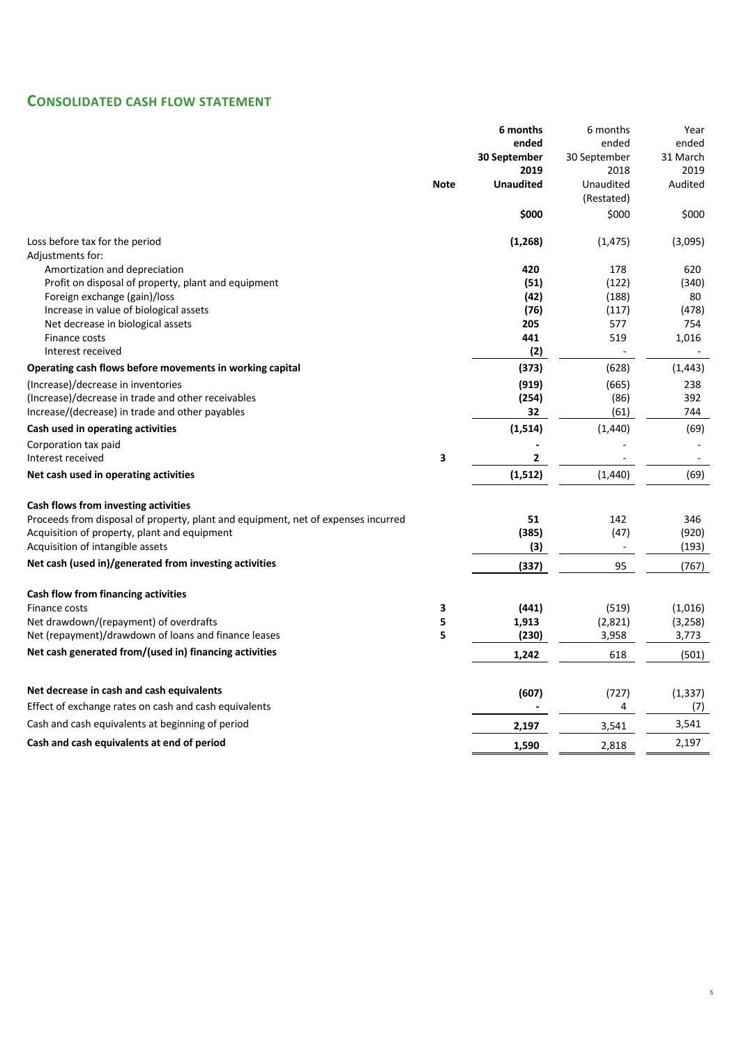## CONSOLIDATED CASH FLOW STATEMENT

| | Note | 6 months ended 30 September 2019 Unaudited | 6 months ended 30 September 2018 Unaudited (Restated) | Year ended 31 March 2019 Audited |
|---|---|---|---|---|
| | | **\$000** | \$000 | \$000 |
| Loss before tax for the period | | **(1,268)** | (1,475) | (3,095) |
| Adjustments for: | | | | |
| Amortization and depreciation | | **420** | 178 | 620 |
| Profit on disposal of property, plant and equipment | | **(51)** | (122) | (340) |
| Foreign exchange (gain)/loss | | **(42)** | (188) | 80 |
| Increase in value of biological assets | | **(76)** | (117) | (478) |
| Net decrease in biological assets | | **205** | 577 | 754 |
| Finance costs | | **441** | 519 | 1,016 |
| Interest received | | **(2)** | - | - |
| **Operating cash flows before movements in working capital** | | **(373)** | (628) | (1,443) |
| (Increase)/decrease in inventories | | **(919)** | (665) | 238 |
| (Increase)/decrease in trade and other receivables | | **(254)** | (86) | 392 |
| Increase/(decrease) in trade and other payables | | **32** | (61) | 744 |
| **Cash used in operating activities** | | **(1,514)** | (1,440) | (69) |
| Corporation tax paid | | **-** | - | - |
| Interest received | 3 | **2** | - | - |
| **Net cash used in operating activities** | | **(1,512)** | (1,440) | (69) |
| | | | | |
| **Cash flows from investing activities** | | | | |
| Proceeds from disposal of property, plant and equipment, net of expenses incurred | | **51** | 142 | 346 |
| Acquisition of property, plant and equipment | | **(385)** | (47) | (920) |
| Acquisition of intangible assets | | **(3)** | - | (193) |
| **Net cash (used in)/generated from investing activities** | | **(337)** | 95 | (767) |
| | | | | |
| **Cash flow from financing activities** | | | | |
| Finance costs | 3 | **(441)** | (519) | (1,016) |
| Net drawdown/(repayment) of overdrafts | 5 | **1,913** | (2,821) | (3,258) |
| Net (repayment)/drawdown of loans and finance leases | 5 | **(230)** | 3,958 | 3,773 |
| **Net cash generated from/(used in) financing activities** | | **1,242** | 618 | (501) |
| | | | | |
| **Net decrease in cash and cash equivalents** | | **(607)** | (727) | (1,337) |
| Effect of exchange rates on cash and cash equivalents | | **-** | 4 | (7) |
| Cash and cash equivalents at beginning of period | | **2,197** | 3,541 | 3,541 |
| **Cash and cash equivalents at end of period** | | **1,590** | 2,818 | 2,197 |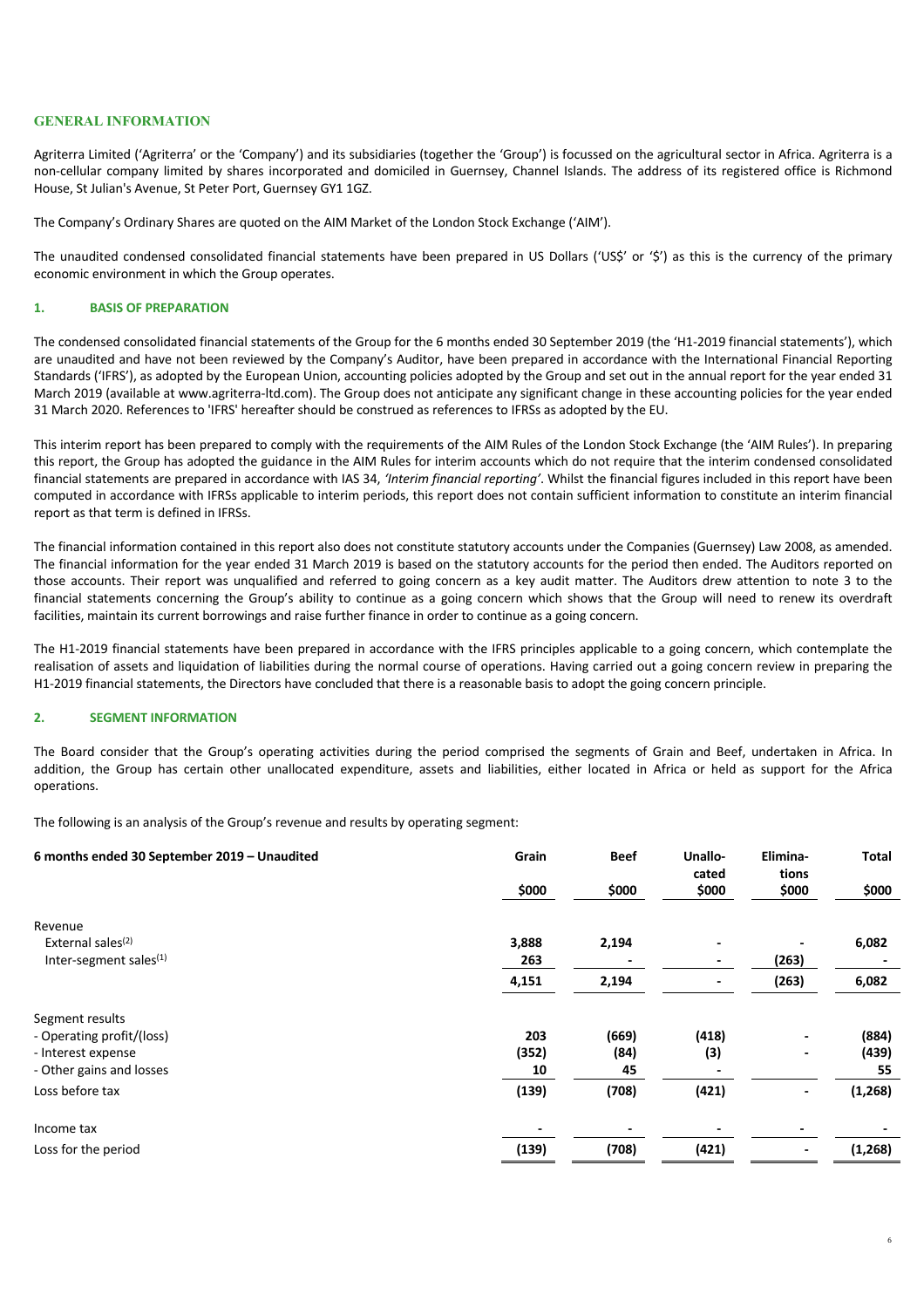## GENERAL INFORMATION

Agriterra Limited ('Agriterra' or the 'Company') and its subsidiaries (together the 'Group') is focussed on the agricultural sector in Africa. Agriterra is a non-cellular company limited by shares incorporated and domiciled in Guernsey, Channel Islands. The address of its registered office is Richmond House, St Julian's Avenue, St Peter Port, Guernsey GY1 1GZ.

The Company's Ordinary Shares are quoted on the AIM Market of the London Stock Exchange ('AIM').

The unaudited condensed consolidated financial statements have been prepared in US Dollars ('US$' or '$') as this is the currency of the primary economic environment in which the Group operates.

### 1. BASIS OF PREPARATION

The condensed consolidated financial statements of the Group for the 6 months ended 30 September 2019 (the 'H1-2019 financial statements'), which are unaudited and have not been reviewed by the Company's Auditor, have been prepared in accordance with the International Financial Reporting Standards ('IFRS'), as adopted by the European Union, accounting policies adopted by the Group and set out in the annual report for the year ended 31 March 2019 (available at www.agriterra-ltd.com). The Group does not anticipate any significant change in these accounting policies for the year ended 31 March 2020. References to 'IFRS' hereafter should be construed as references to IFRSs as adopted by the EU.

This interim report has been prepared to comply with the requirements of the AIM Rules of the London Stock Exchange (the 'AIM Rules'). In preparing this report, the Group has adopted the guidance in the AIM Rules for interim accounts which do not require that the interim condensed consolidated financial statements are prepared in accordance with IAS 34, *'Interim financial reporting'*. Whilst the financial figures included in this report have been computed in accordance with IFRSs applicable to interim periods, this report does not contain sufficient information to constitute an interim financial report as that term is defined in IFRSs.

The financial information contained in this report also does not constitute statutory accounts under the Companies (Guernsey) Law 2008, as amended. The financial information for the year ended 31 March 2019 is based on the statutory accounts for the period then ended. The Auditors reported on those accounts. Their report was unqualified and referred to going concern as a key audit matter. The Auditors drew attention to note 3 to the financial statements concerning the Group's ability to continue as a going concern which shows that the Group will need to renew its overdraft facilities, maintain its current borrowings and raise further finance in order to continue as a going concern.

The H1-2019 financial statements have been prepared in accordance with the IFRS principles applicable to a going concern, which contemplate the realisation of assets and liquidation of liabilities during the normal course of operations. Having carried out a going concern review in preparing the H1-2019 financial statements, the Directors have concluded that there is a reasonable basis to adopt the going concern principle.

### 2. SEGMENT INFORMATION

The Board consider that the Group's operating activities during the period comprised the segments of Grain and Beef, undertaken in Africa. In addition, the Group has certain other unallocated expenditure, assets and liabilities, either located in Africa or held as support for the Africa operations.

The following is an analysis of the Group's revenue and results by operating segment:

| 6 months ended 30 September 2019 – Unaudited | Grain | Beef | Unallocated | Eliminations | Total |
|---|---|---|---|---|---|
| | $000 | $000 | $000 | $000 | $000 |
| Revenue | | | | | |
| External sales[2] | 3,888 | 2,194 | - | - | 6,082 |
| Inter-segment sales[1] | 263 | - | - | (263) | - |
| | 4,151 | 2,194 | - | (263) | 6,082 |
| Segment results | | | | | |
| - Operating profit/(loss) | 203 | (669) | (418) | - | (884) |
| - Interest expense | (352) | (84) | (3) | - | (439) |
| - Other gains and losses | 10 | 45 | - | | 55 |
| Loss before tax | (139) | (708) | (421) | - | (1,268) |
| Income tax | - | - | - | - | - |
| Loss for the period | (139) | (708) | (421) | - | (1,268) |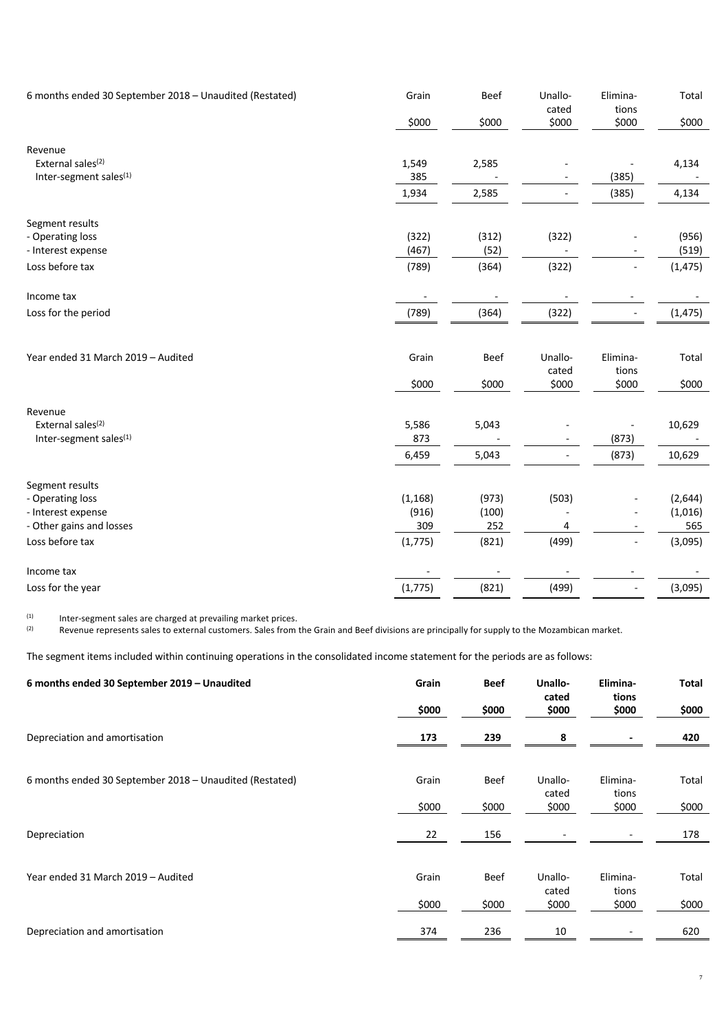| 6 months ended 30 September 2018 – Unaudited (Restated) | Grain | Beef | Unallo-cated | Elimina-tions | Total |
|---|---|---|---|---|---|
| | \$000 | \$000 | \$000 | \$000 | \$000 |
| Revenue | | | | | |
| External sales[2] | 1,549 | 2,585 | - | - | 4,134 |
| Inter-segment sales[1] | 385 | - | - | (385) | - |
| | 1,934 | 2,585 | - | (385) | 4,134 |
| Segment results | | | | | |
| - Operating loss | (322) | (312) | (322) | - | (956) |
| - Interest expense | (467) | (52) | - | - | (519) |
| Loss before tax | (789) | (364) | (322) | - | (1,475) |
| Income tax | - | - | - | - | - |
| Loss for the period | (789) | (364) | (322) | - | (1,475) |

| Year ended 31 March 2019 – Audited | Grain | Beef | Unallo-cated | Elimina-tions | Total |
|---|---|---|---|---|---|
| | \$000 | \$000 | \$000 | \$000 | \$000 |
| Revenue | | | | | |
| External sales[2] | 5,586 | 5,043 | - | - | 10,629 |
| Inter-segment sales[1] | 873 | - | - | (873) | - |
| | 6,459 | 5,043 | - | (873) | 10,629 |
| Segment results | | | | | |
| - Operating loss | (1,168) | (973) | (503) | - | (2,644) |
| - Interest expense | (916) | (100) | - | - | (1,016) |
| - Other gains and losses | 309 | 252 | 4 | - | 565 |
| Loss before tax | (1,775) | (821) | (499) | - | (3,095) |
| Income tax | - | - | - | - | - |
| Loss for the year | (1,775) | (821) | (499) | - | (3,095) |

[1] Inter-segment sales are charged at prevailing market prices.
[2] Revenue represents sales to external customers. Sales from the Grain and Beef divisions are principally for supply to the Mozambican market.

The segment items included within continuing operations in the consolidated income statement for the periods are as follows:

| **6 months ended 30 September 2019 – Unaudited** | **Grain** | **Beef** | **Unallo-cated** | **Elimina-tions** | **Total** |
|---|---|---|---|---|---|
| | **\$000** | **\$000** | **\$000** | **\$000** | **\$000** |
| Depreciation and amortisation | **173** | **239** | **8** | **-** | **420** |

| 6 months ended 30 September 2018 – Unaudited (Restated) | Grain | Beef | Unallo-cated | Elimina-tions | Total |
|---|---|---|---|---|---|
| | \$000 | \$000 | \$000 | \$000 | \$000 |
| Depreciation | 22 | 156 | - | - | 178 |

| Year ended 31 March 2019 – Audited | Grain | Beef | Unallo-cated | Elimina-tions | Total |
|---|---|---|---|---|---|
| | \$000 | \$000 | \$000 | \$000 | \$000 |
| Depreciation and amortisation | 374 | 236 | 10 | - | 620 |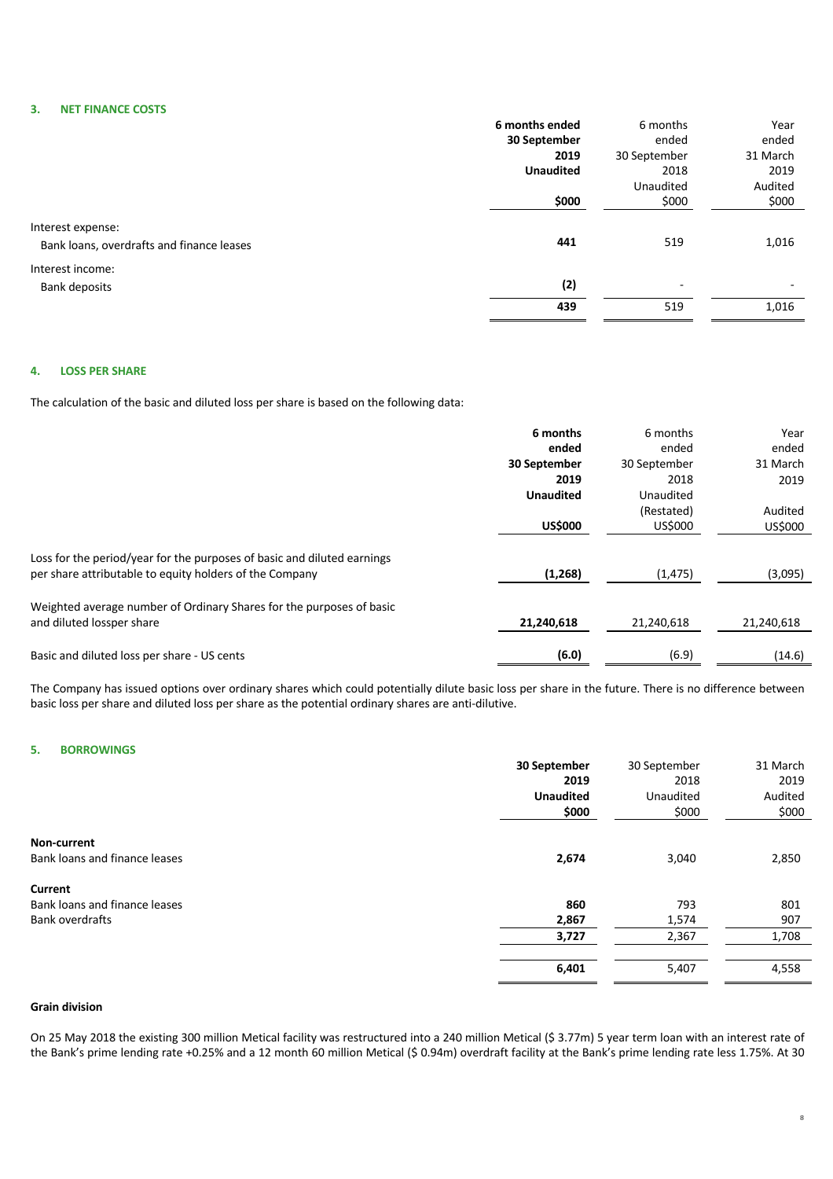### 3. NET FINANCE COSTS

| | **6 months ended 30 September 2019 Unaudited** | 6 months ended 30 September 2018 Unaudited | Year ended 31 March 2019 Audited |
|---|---|---|---|
| | **\$000** | \$000 | \$000 |
| Interest expense: | | | |
| Bank loans, overdrafts and finance leases | **441** | 519 | 1,016 |
| Interest income: | | | |
| Bank deposits | **(2)** | - | - |
| | **439** | 519 | 1,016 |

### 4. LOSS PER SHARE

The calculation of the basic and diluted loss per share is based on the following data:

| | **6 months ended 30 September 2019 Unaudited** | 6 months ended 30 September 2018 Unaudited (Restated) | Year ended 31 March 2019 Audited |
|---|---|---|---|
| | **US\$000** | US\$000 | US\$000 |
| Loss for the period/year for the purposes of basic and diluted earnings per share attributable to equity holders of the Company | **(1,268)** | (1,475) | (3,095) |
| Weighted average number of Ordinary Shares for the purposes of basic and diluted lossper share | **21,240,618** | 21,240,618 | 21,240,618 |
| Basic and diluted loss per share - US cents | **(6.0)** | (6.9) | (14.6) |

The Company has issued options over ordinary shares which could potentially dilute basic loss per share in the future. There is no difference between basic loss per share and diluted loss per share as the potential ordinary shares are anti-dilutive.

### 5. BORROWINGS

| | **30 September 2019 Unaudited** | 30 September 2018 Unaudited | 31 March 2019 Audited |
|---|---|---|---|
| | **\$000** | \$000 | \$000 |
| **Non-current** | | | |
| Bank loans and finance leases | **2,674** | 3,040 | 2,850 |
| **Current** | | | |
| Bank loans and finance leases | **860** | 793 | 801 |
| Bank overdrafts | **2,867** | 1,574 | 907 |
| | **3,727** | 2,367 | 1,708 |
| | **6,401** | 5,407 | 4,558 |

**Grain division**

On 25 May 2018 the existing 300 million Metical facility was restructured into a 240 million Metical (\$ 3.77m) 5 year term loan with an interest rate of the Bank's prime lending rate +0.25% and a 12 month 60 million Metical (\$ 0.94m) overdraft facility at the Bank's prime lending rate less 1.75%. At 30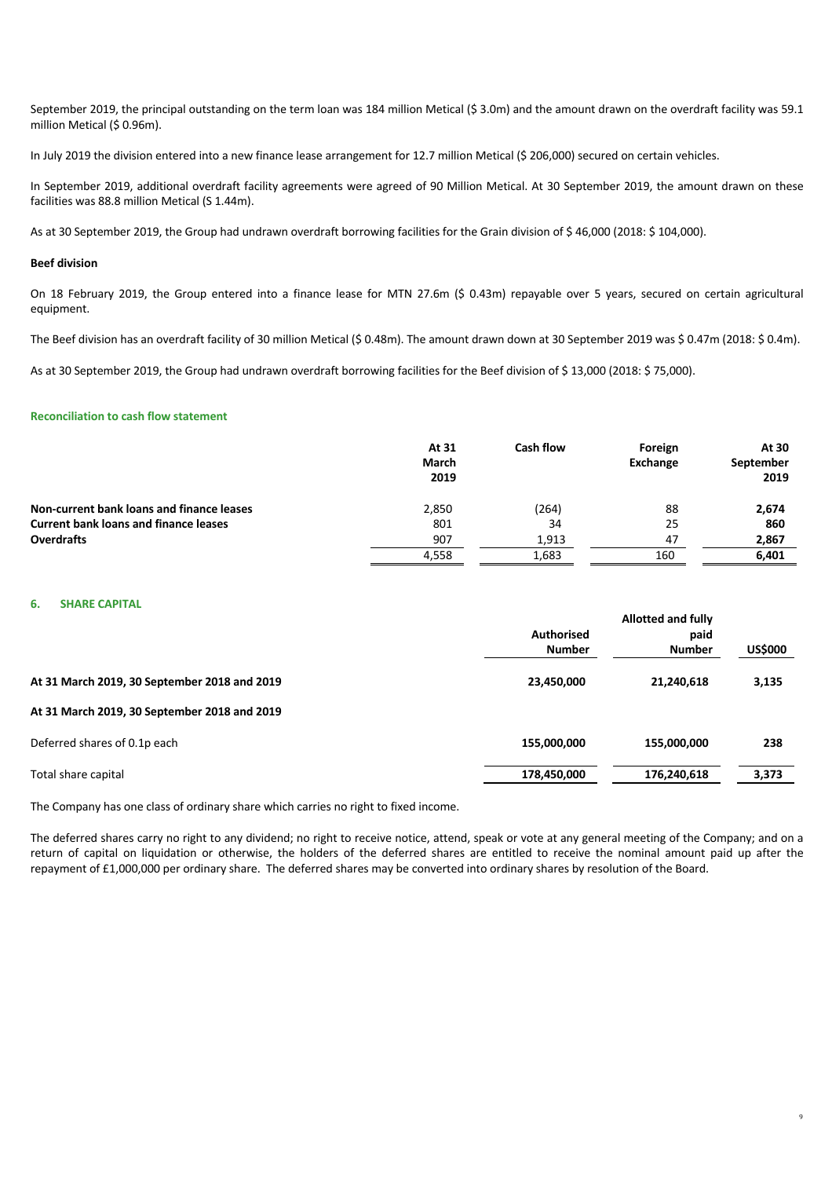September 2019, the principal outstanding on the term loan was 184 million Metical ($ 3.0m) and the amount drawn on the overdraft facility was 59.1 million Metical ($ 0.96m).

In July 2019 the division entered into a new finance lease arrangement for 12.7 million Metical ($ 206,000) secured on certain vehicles.

In September 2019, additional overdraft facility agreements were agreed of 90 Million Metical. At 30 September 2019, the amount drawn on these facilities was 88.8 million Metical (S 1.44m).

As at 30 September 2019, the Group had undrawn overdraft borrowing facilities for the Grain division of $ 46,000 (2018: $ 104,000).

**Beef division**

On 18 February 2019, the Group entered into a finance lease for MTN 27.6m ($ 0.43m) repayable over 5 years, secured on certain agricultural equipment.

The Beef division has an overdraft facility of 30 million Metical ($ 0.48m). The amount drawn down at 30 September 2019 was $ 0.47m (2018: $ 0.4m).

As at 30 September 2019, the Group had undrawn overdraft borrowing facilities for the Beef division of $ 13,000 (2018: $ 75,000).

### Reconciliation to cash flow statement

| | At 31 March 2019 | Cash flow | Foreign Exchange | At 30 September 2019 |
|---|---|---|---|---|
| **Non-current bank loans and finance leases** | 2,850 | (264) | 88 | **2,674** |
| **Current bank loans and finance leases** | 801 | 34 | 25 | **860** |
| **Overdrafts** | 907 | 1,913 | 47 | **2,867** |
| | 4,558 | 1,683 | 160 | **6,401** |

## 6. SHARE CAPITAL

| | Authorised Number | Allotted and fully paid Number | US$000 |
|---|---|---|---|
| **At 31 March 2019, 30 September 2018 and 2019** | **23,450,000** | **21,240,618** | **3,135** |
| **At 31 March 2019, 30 September 2018 and 2019** | | | |
| Deferred shares of 0.1p each | **155,000,000** | **155,000,000** | **238** |
| Total share capital | **178,450,000** | **176,240,618** | **3,373** |

The Company has one class of ordinary share which carries no right to fixed income.

The deferred shares carry no right to any dividend; no right to receive notice, attend, speak or vote at any general meeting of the Company; and on a return of capital on liquidation or otherwise, the holders of the deferred shares are entitled to receive the nominal amount paid up after the repayment of £1,000,000 per ordinary share. The deferred shares may be converted into ordinary shares by resolution of the Board.